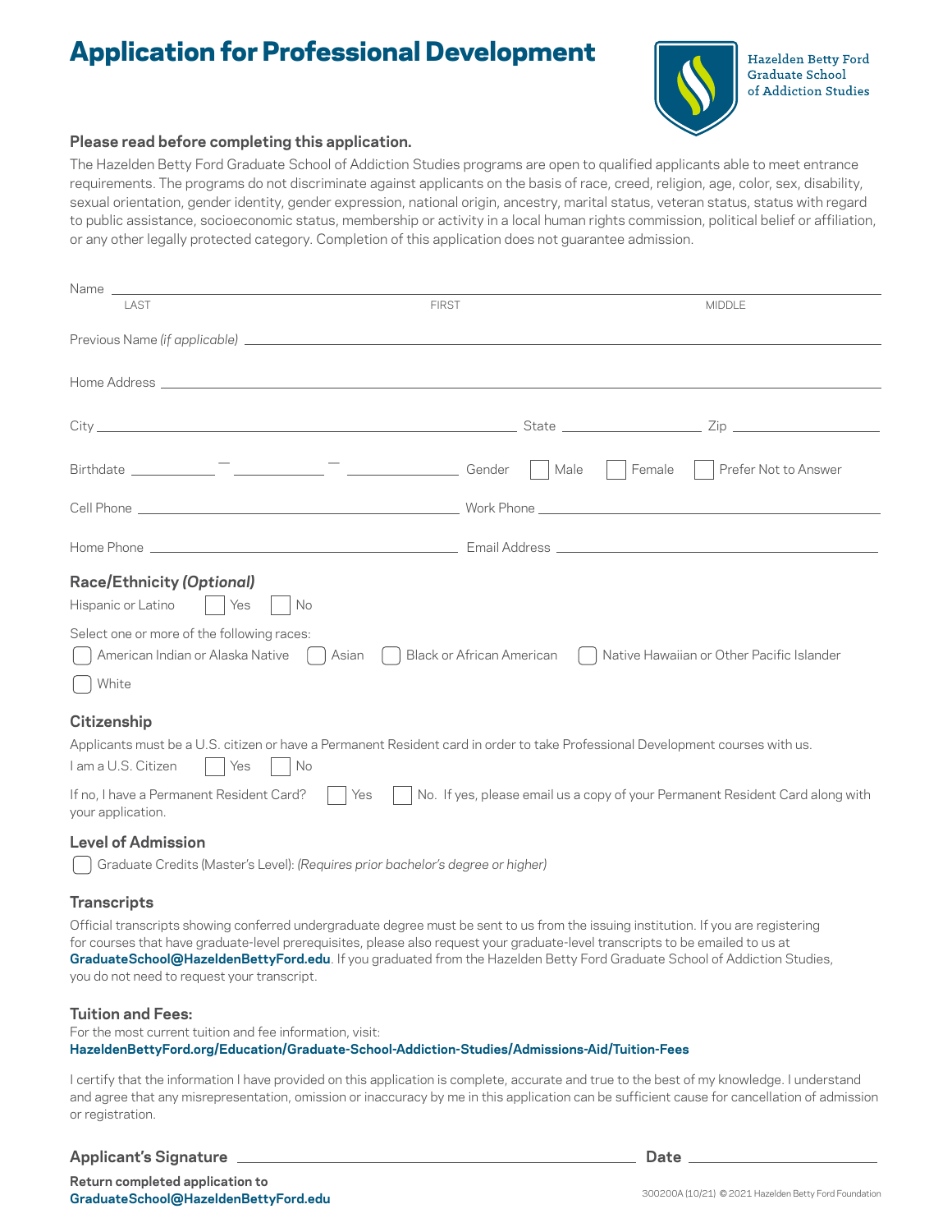# Application for Professional Development

Hazelden Betty Ford Graduate School of Addiction Studies

**Please read before completing this application.**

The Hazelden Betty Ford Graduate School of Addiction Studies programs are open to qualified applicants able to meet entrance requirements. The programs do not discriminate against applicants on the basis of race, creed, religion, age, color, sex, disability, sexual orientation, gender identity, gender expression, national origin, ancestry, marital status, veteran status, status with regard to public assistance, socioeconomic status, membership or activity in a local human rights commission, political belief or affiliation, or any other legally protected category. Completion of this application does not guarantee admission.

Name ______________________________________________
LAST FIRST MIDDLE

Previous Name *(if applicable)* ______________________________

Home Address ______________________________

City ______________________ State __________ Zip __________

Birthdate ______ – ______ – ______ Gender ☐ Male ☐ Female ☐ Prefer Not to Answer

Cell Phone ______________________ Work Phone ______________________

Home Phone ______________________ Email Address ______________________

## Race/Ethnicity *(Optional)*

Hispanic or Latino ☐ Yes ☐ No

Select one or more of the following races:

☐ American Indian or Alaska Native ☐ Asian ☐ Black or African American ☐ Native Hawaiian or Other Pacific Islander

☐ White

## Citizenship

Applicants must be a U.S. citizen or have a Permanent Resident card in order to take Professional Development courses with us.

I am a U.S. Citizen ☐ Yes ☐ No

If no, I have a Permanent Resident Card? ☐ Yes ☐ No. If yes, please email us a copy of your Permanent Resident Card along with your application.

## Level of Admission

☐ Graduate Credits (Master's Level): *(Requires prior bachelor's degree or higher)*

## Transcripts

Official transcripts showing conferred undergraduate degree must be sent to us from the issuing institution. If you are registering for courses that have graduate-level prerequisites, please also request your graduate-level transcripts to be emailed to us at **GraduateSchool@HazeldenBettyFord.edu**. If you graduated from the Hazelden Betty Ford Graduate School of Addiction Studies, you do not need to request your transcript.

## Tuition and Fees:

For the most current tuition and fee information, visit:
**HazeldenBettyFord.org/Education/Graduate-School-Addiction-Studies/Admissions-Aid/Tuition-Fees**

I certify that the information I have provided on this application is complete, accurate and true to the best of my knowledge. I understand and agree that any misrepresentation, omission or inaccuracy by me in this application can be sufficient cause for cancellation of admission or registration.

**Applicant's Signature** ______________________________ **Date** ______________

**Return completed application to**
**GraduateSchool@HazeldenBettyFord.edu**

300200A (10/21) © 2021 Hazelden Betty Ford Foundation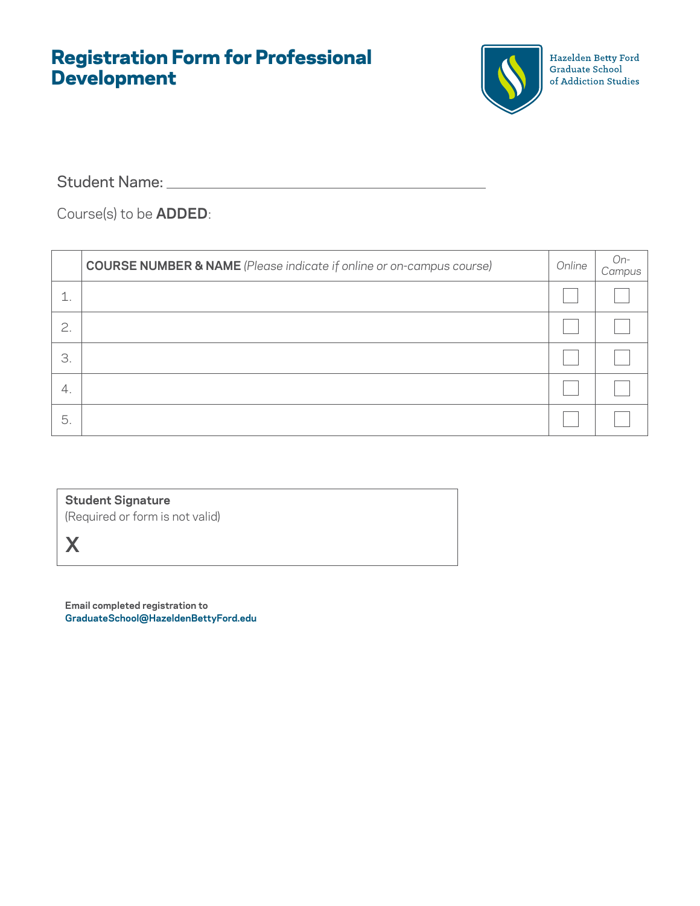# Registration Form for Professional Development

Hazelden Betty Ford
Graduate School
of Addiction Studies

Student Name: ____________________________________________

Course(s) to be **ADDED**:

| | **COURSE NUMBER & NAME** *(Please indicate if online or on-campus course)* | *Online* | *On-Campus* |
|---|---|---|---|
| 1. | | ☐ | ☐ |
| 2. | | ☐ | ☐ |
| 3. | | ☐ | ☐ |
| 4. | | ☐ | ☐ |
| 5. | | ☐ | ☐ |

**Student Signature**
(Required or form is not valid)

**X**

**Email completed registration to**
**GraduateSchool@HazeldenBettyFord.edu**